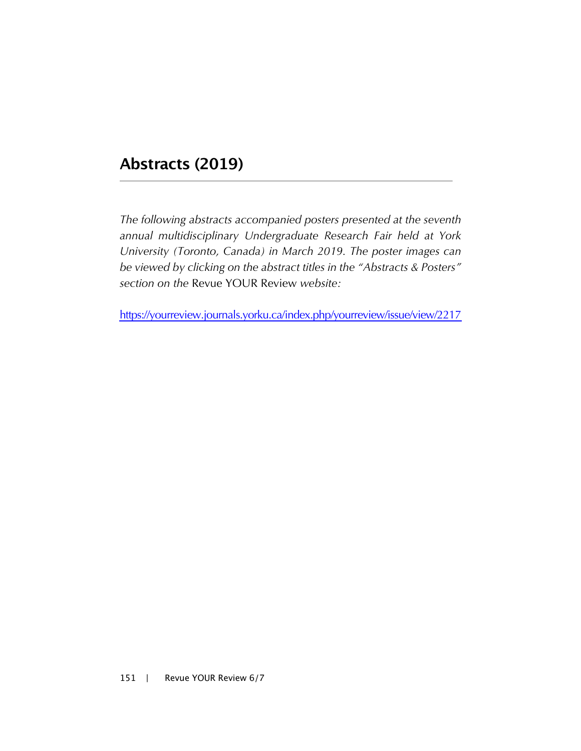# Abstracts (2019)

---

*The following abstracts accompanied posters presented at the seventh annual multidisciplinary Undergraduate Research Fair held at York University (Toronto, Canada) in March 2019. The poster images can be viewed by clicking on the abstract titles in the "Abstracts & Posters" section on the* Revue YOUR Review *website:*

https://yourreview.journals.yorku.ca/index.php/yourreview/issue/view/2217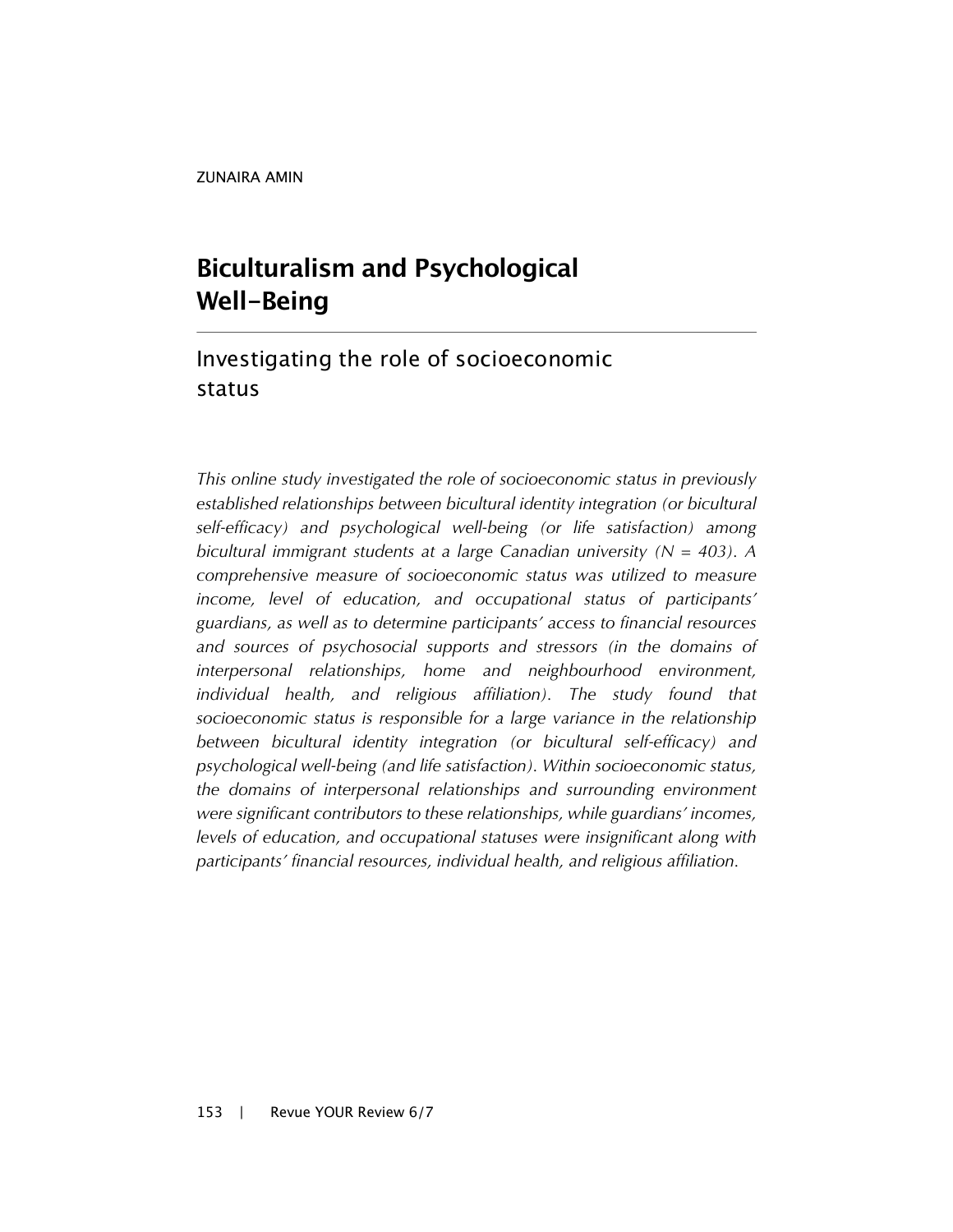ZUNAIRA AMIN

# Biculturalism and Psychological Well-Being

## Investigating the role of socioeconomic status

*This online study investigated the role of socioeconomic status in previously established relationships between bicultural identity integration (or bicultural self-efficacy) and psychological well-being (or life satisfaction) among bicultural immigrant students at a large Canadian university (N = 403). A comprehensive measure of socioeconomic status was utilized to measure income, level of education, and occupational status of participants' guardians, as well as to determine participants' access to financial resources and sources of psychosocial supports and stressors (in the domains of interpersonal relationships, home and neighbourhood environment, individual health, and religious affiliation). The study found that socioeconomic status is responsible for a large variance in the relationship between bicultural identity integration (or bicultural self-efficacy) and psychological well-being (and life satisfaction). Within socioeconomic status, the domains of interpersonal relationships and surrounding environment were significant contributors to these relationships, while guardians' incomes, levels of education, and occupational statuses were insignificant along with participants' financial resources, individual health, and religious affiliation.*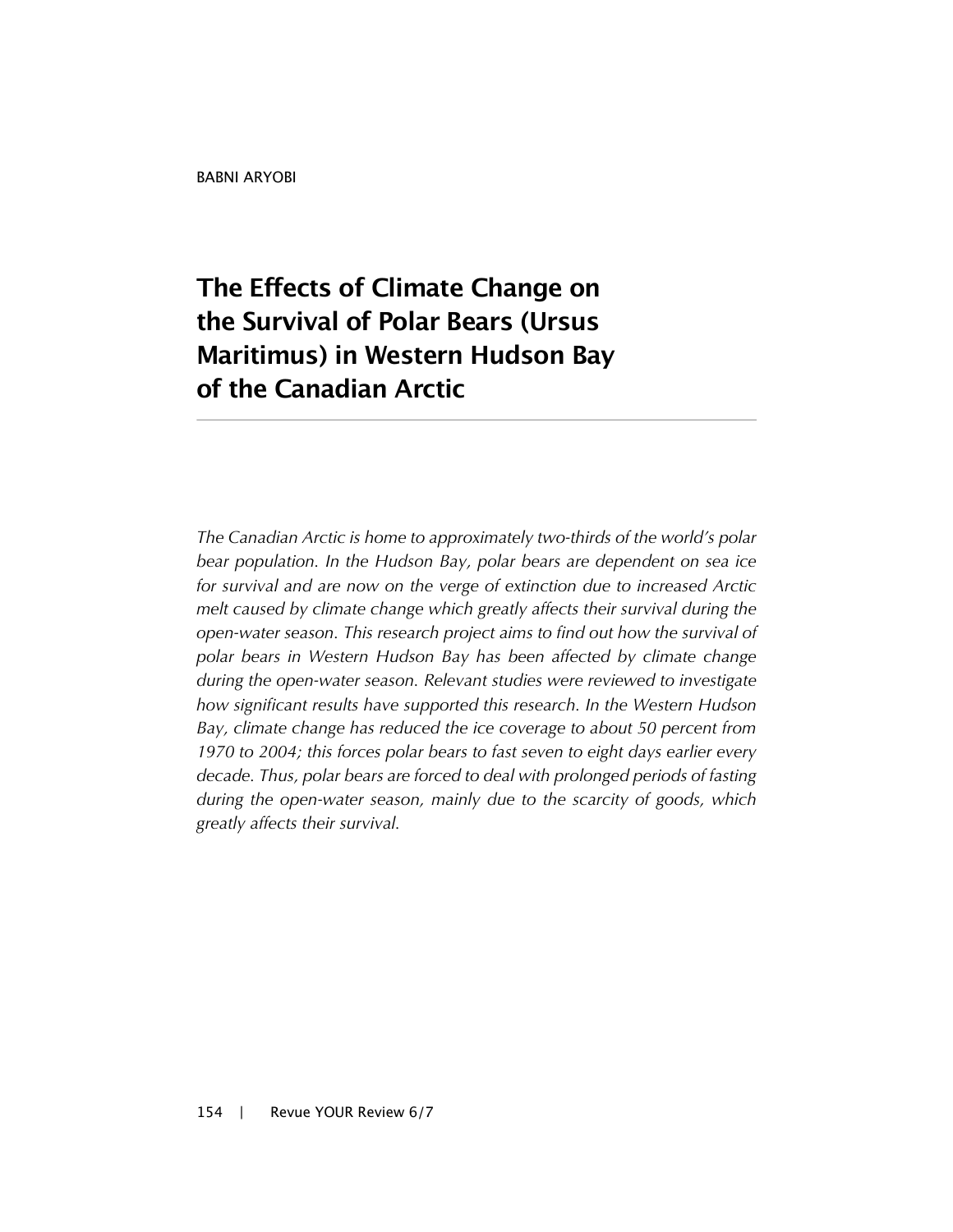BABNI ARYOBI

# The Effects of Climate Change on the Survival of Polar Bears (Ursus Maritimus) in Western Hudson Bay of the Canadian Arctic

*The Canadian Arctic is home to approximately two-thirds of the world's polar bear population. In the Hudson Bay, polar bears are dependent on sea ice for survival and are now on the verge of extinction due to increased Arctic melt caused by climate change which greatly affects their survival during the open-water season. This research project aims to find out how the survival of polar bears in Western Hudson Bay has been affected by climate change during the open-water season. Relevant studies were reviewed to investigate how significant results have supported this research. In the Western Hudson Bay, climate change has reduced the ice coverage to about 50 percent from 1970 to 2004; this forces polar bears to fast seven to eight days earlier every decade. Thus, polar bears are forced to deal with prolonged periods of fasting during the open-water season, mainly due to the scarcity of goods, which greatly affects their survival.*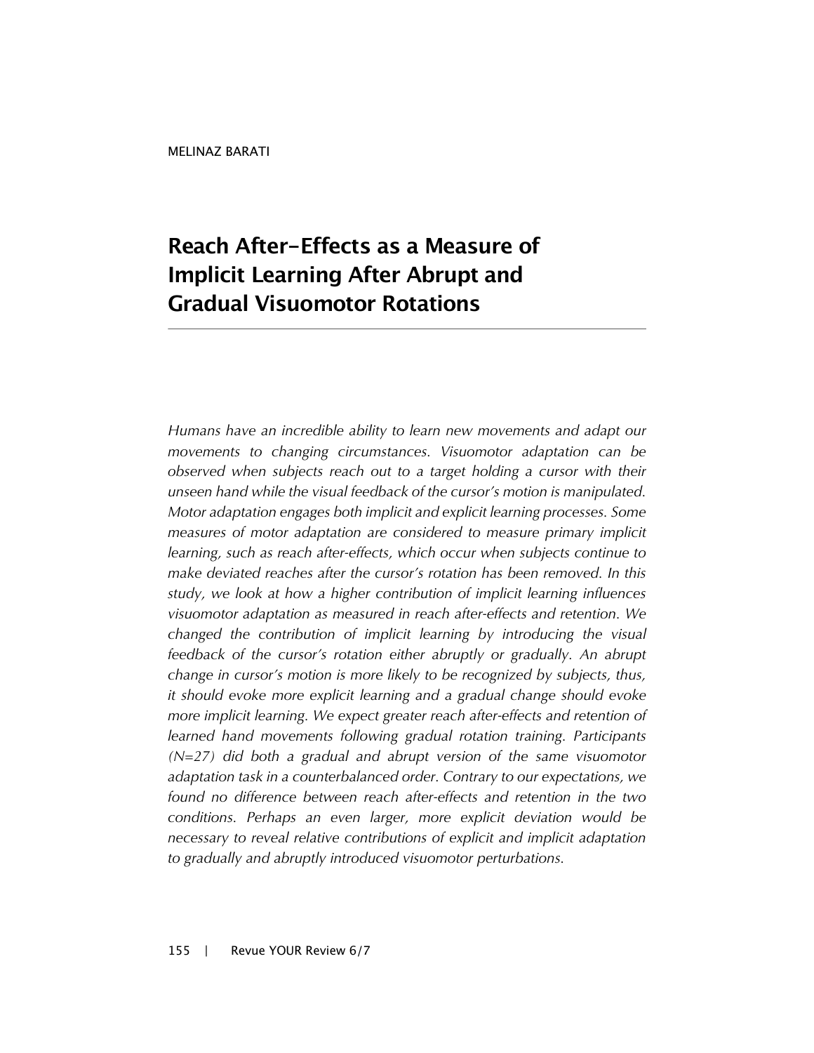MELINAZ BARATI

# Reach After-Effects as a Measure of Implicit Learning After Abrupt and Gradual Visuomotor Rotations

*Humans have an incredible ability to learn new movements and adapt our movements to changing circumstances. Visuomotor adaptation can be observed when subjects reach out to a target holding a cursor with their unseen hand while the visual feedback of the cursor's motion is manipulated. Motor adaptation engages both implicit and explicit learning processes. Some measures of motor adaptation are considered to measure primary implicit learning, such as reach after-effects, which occur when subjects continue to make deviated reaches after the cursor's rotation has been removed. In this study, we look at how a higher contribution of implicit learning influences visuomotor adaptation as measured in reach after-effects and retention. We changed the contribution of implicit learning by introducing the visual feedback of the cursor's rotation either abruptly or gradually. An abrupt change in cursor's motion is more likely to be recognized by subjects, thus, it should evoke more explicit learning and a gradual change should evoke more implicit learning. We expect greater reach after-effects and retention of learned hand movements following gradual rotation training. Participants (N=27) did both a gradual and abrupt version of the same visuomotor adaptation task in a counterbalanced order. Contrary to our expectations, we found no difference between reach after-effects and retention in the two conditions. Perhaps an even larger, more explicit deviation would be necessary to reveal relative contributions of explicit and implicit adaptation to gradually and abruptly introduced visuomotor perturbations.*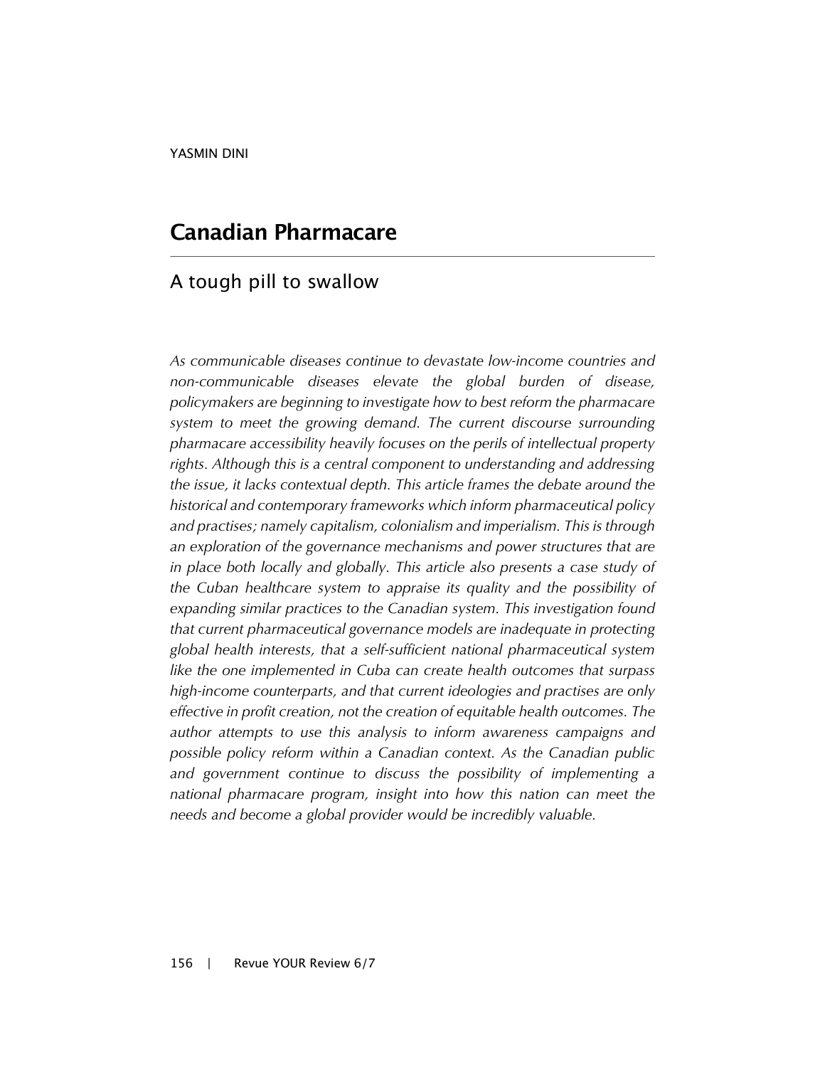YASMIN DINI

# Canadian Pharmacare

## A tough pill to swallow

*As communicable diseases continue to devastate low-income countries and non-communicable diseases elevate the global burden of disease, policymakers are beginning to investigate how to best reform the pharmacare system to meet the growing demand. The current discourse surrounding pharmacare accessibility heavily focuses on the perils of intellectual property rights. Although this is a central component to understanding and addressing the issue, it lacks contextual depth. This article frames the debate around the historical and contemporary frameworks which inform pharmaceutical policy and practises; namely capitalism, colonialism and imperialism. This is through an exploration of the governance mechanisms and power structures that are in place both locally and globally. This article also presents a case study of the Cuban healthcare system to appraise its quality and the possibility of expanding similar practices to the Canadian system. This investigation found that current pharmaceutical governance models are inadequate in protecting global health interests, that a self-sufficient national pharmaceutical system like the one implemented in Cuba can create health outcomes that surpass high-income counterparts, and that current ideologies and practises are only effective in profit creation, not the creation of equitable health outcomes. The author attempts to use this analysis to inform awareness campaigns and possible policy reform within a Canadian context. As the Canadian public and government continue to discuss the possibility of implementing a national pharmacare program, insight into how this nation can meet the needs and become a global provider would be incredibly valuable.*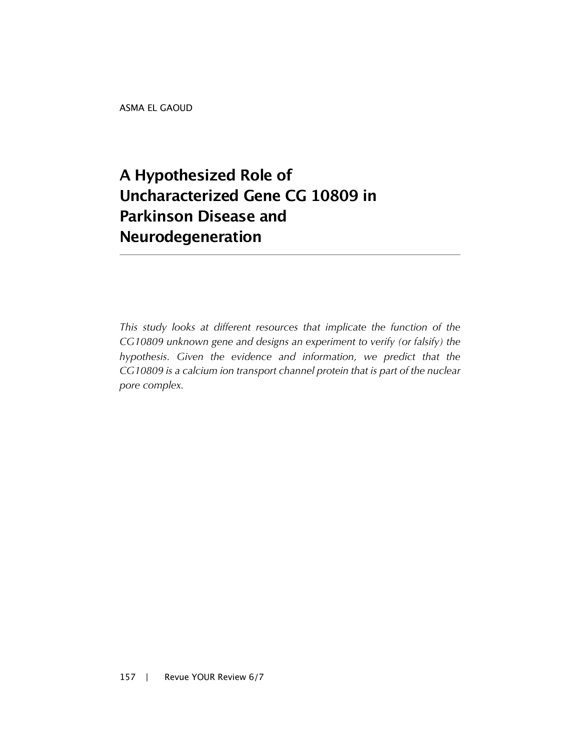ASMA EL GAOUD

# A Hypothesized Role of Uncharacterized Gene CG 10809 in Parkinson Disease and Neurodegeneration

---

*This study looks at different resources that implicate the function of the CG10809 unknown gene and designs an experiment to verify (or falsify) the hypothesis. Given the evidence and information, we predict that the CG10809 is a calcium ion transport channel protein that is part of the nuclear pore complex.*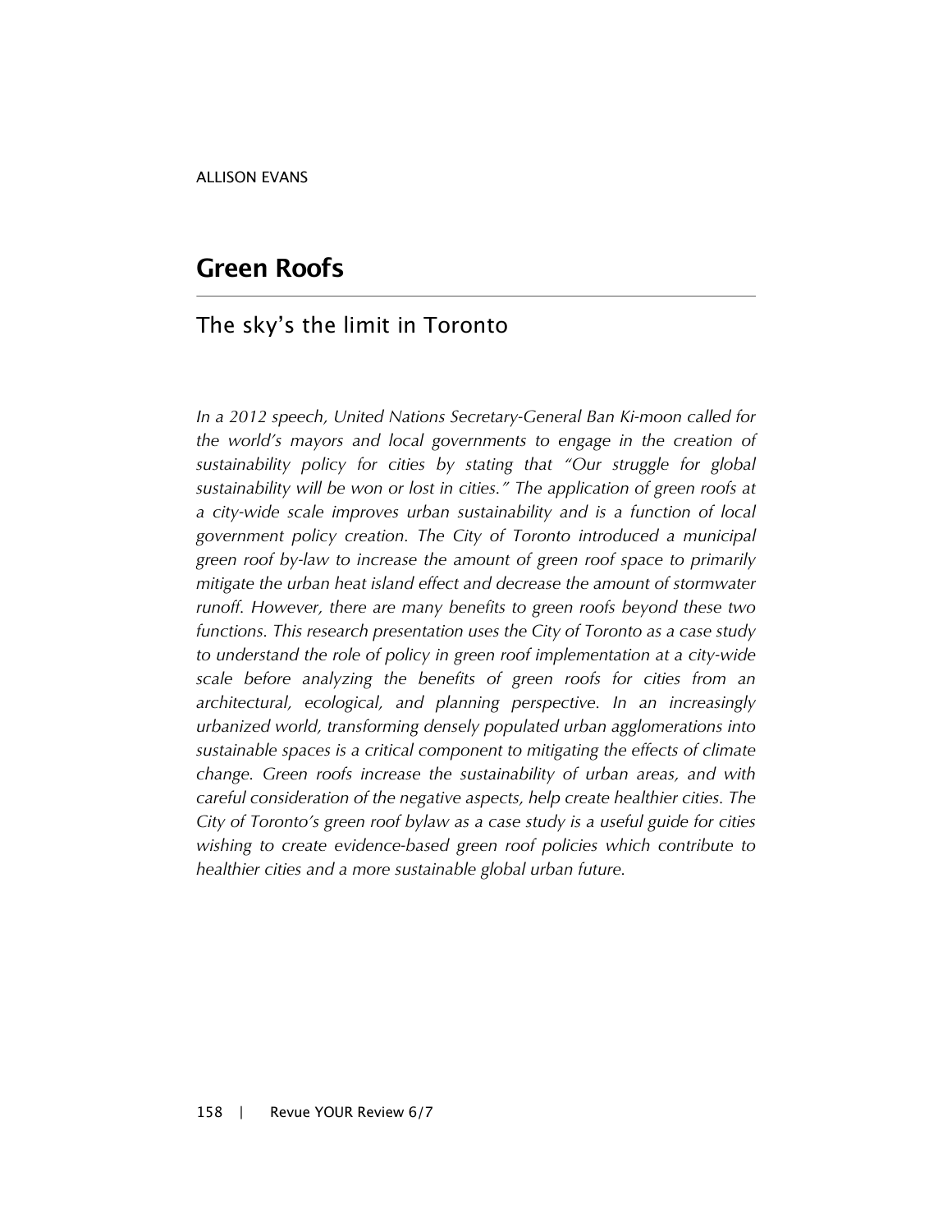ALLISON EVANS

# Green Roofs

## The sky's the limit in Toronto

*In a 2012 speech, United Nations Secretary-General Ban Ki-moon called for the world's mayors and local governments to engage in the creation of sustainability policy for cities by stating that "Our struggle for global sustainability will be won or lost in cities." The application of green roofs at a city-wide scale improves urban sustainability and is a function of local government policy creation. The City of Toronto introduced a municipal green roof by-law to increase the amount of green roof space to primarily mitigate the urban heat island effect and decrease the amount of stormwater runoff. However, there are many benefits to green roofs beyond these two functions. This research presentation uses the City of Toronto as a case study to understand the role of policy in green roof implementation at a city-wide scale before analyzing the benefits of green roofs for cities from an architectural, ecological, and planning perspective. In an increasingly urbanized world, transforming densely populated urban agglomerations into sustainable spaces is a critical component to mitigating the effects of climate change. Green roofs increase the sustainability of urban areas, and with careful consideration of the negative aspects, help create healthier cities. The City of Toronto's green roof bylaw as a case study is a useful guide for cities wishing to create evidence-based green roof policies which contribute to healthier cities and a more sustainable global urban future.*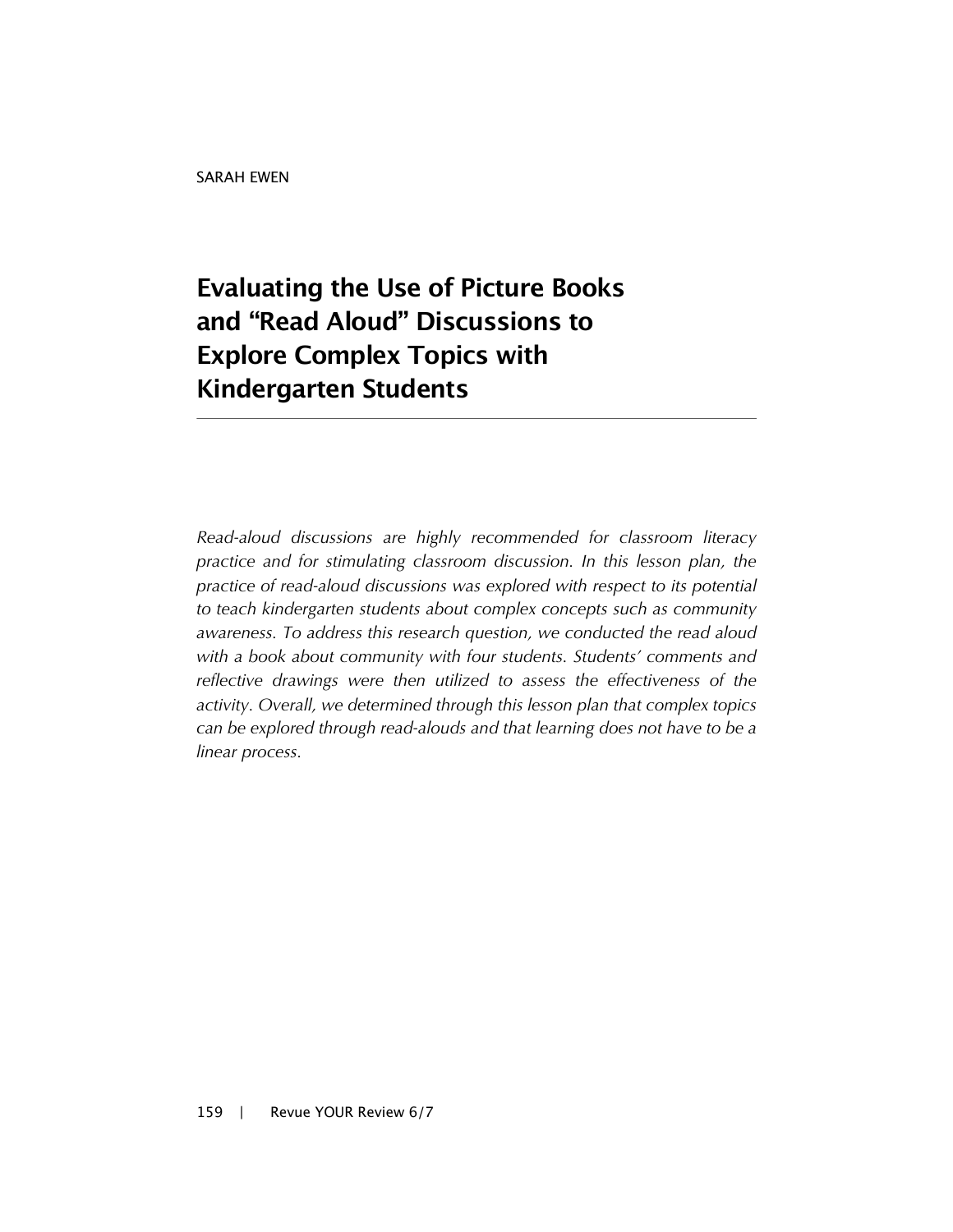SARAH EWEN

# Evaluating the Use of Picture Books and “Read Aloud” Discussions to Explore Complex Topics with Kindergarten Students

*Read-aloud discussions are highly recommended for classroom literacy practice and for stimulating classroom discussion. In this lesson plan, the practice of read-aloud discussions was explored with respect to its potential to teach kindergarten students about complex concepts such as community awareness. To address this research question, we conducted the read aloud with a book about community with four students. Students’ comments and reflective drawings were then utilized to assess the effectiveness of the activity. Overall, we determined through this lesson plan that complex topics can be explored through read-alouds and that learning does not have to be a linear process.*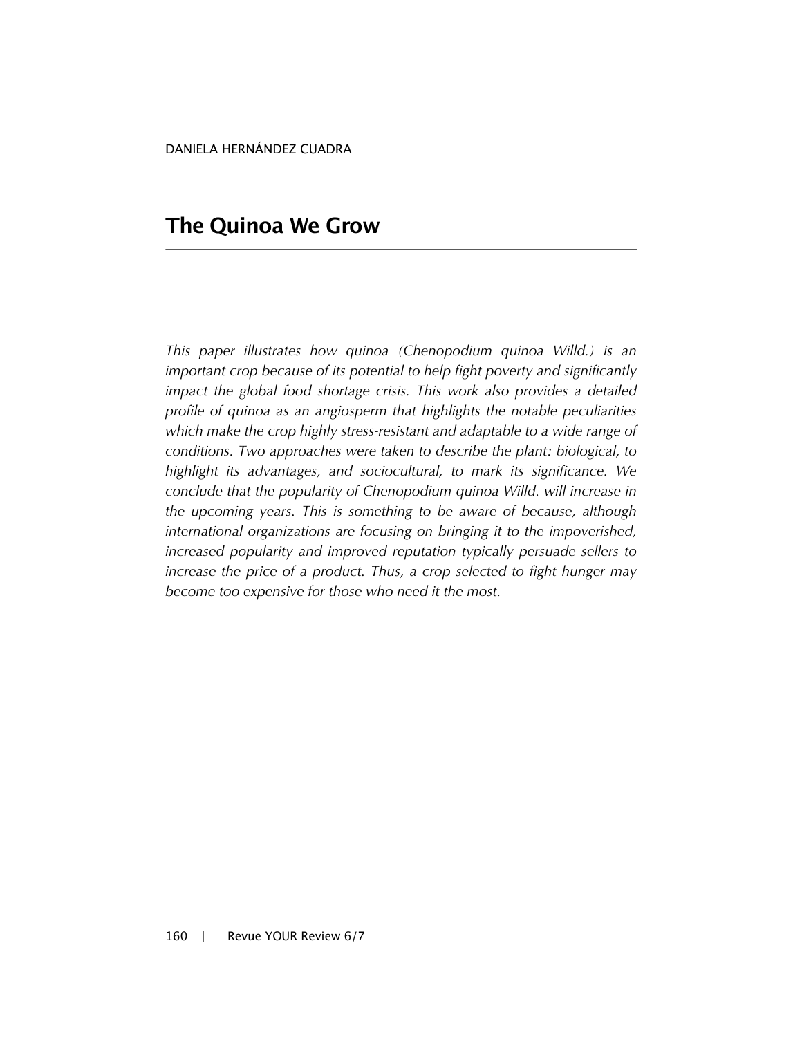DANIELA HERNÁNDEZ CUADRA

# The Quinoa We Grow

*This paper illustrates how quinoa (Chenopodium quinoa Willd.) is an important crop because of its potential to help fight poverty and significantly impact the global food shortage crisis. This work also provides a detailed profile of quinoa as an angiosperm that highlights the notable peculiarities which make the crop highly stress-resistant and adaptable to a wide range of conditions. Two approaches were taken to describe the plant: biological, to highlight its advantages, and sociocultural, to mark its significance. We conclude that the popularity of Chenopodium quinoa Willd. will increase in the upcoming years. This is something to be aware of because, although international organizations are focusing on bringing it to the impoverished, increased popularity and improved reputation typically persuade sellers to increase the price of a product. Thus, a crop selected to fight hunger may become too expensive for those who need it the most.*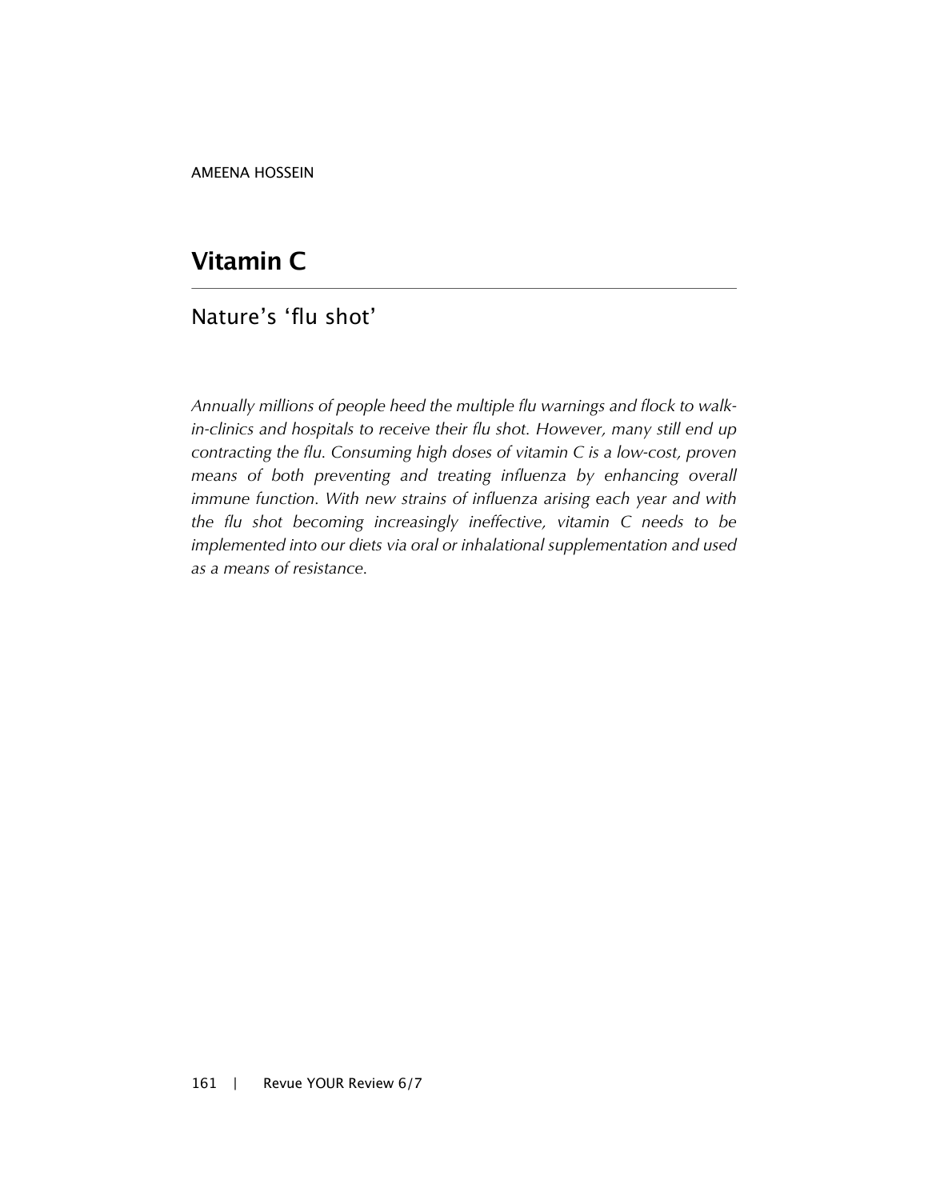AMEENA HOSSEIN

# Vitamin C

## Nature's 'flu shot'

*Annually millions of people heed the multiple flu warnings and flock to walk-in-clinics and hospitals to receive their flu shot. However, many still end up contracting the flu. Consuming high doses of vitamin C is a low-cost, proven means of both preventing and treating influenza by enhancing overall immune function. With new strains of influenza arising each year and with the flu shot becoming increasingly ineffective, vitamin C needs to be implemented into our diets via oral or inhalational supplementation and used as a means of resistance.*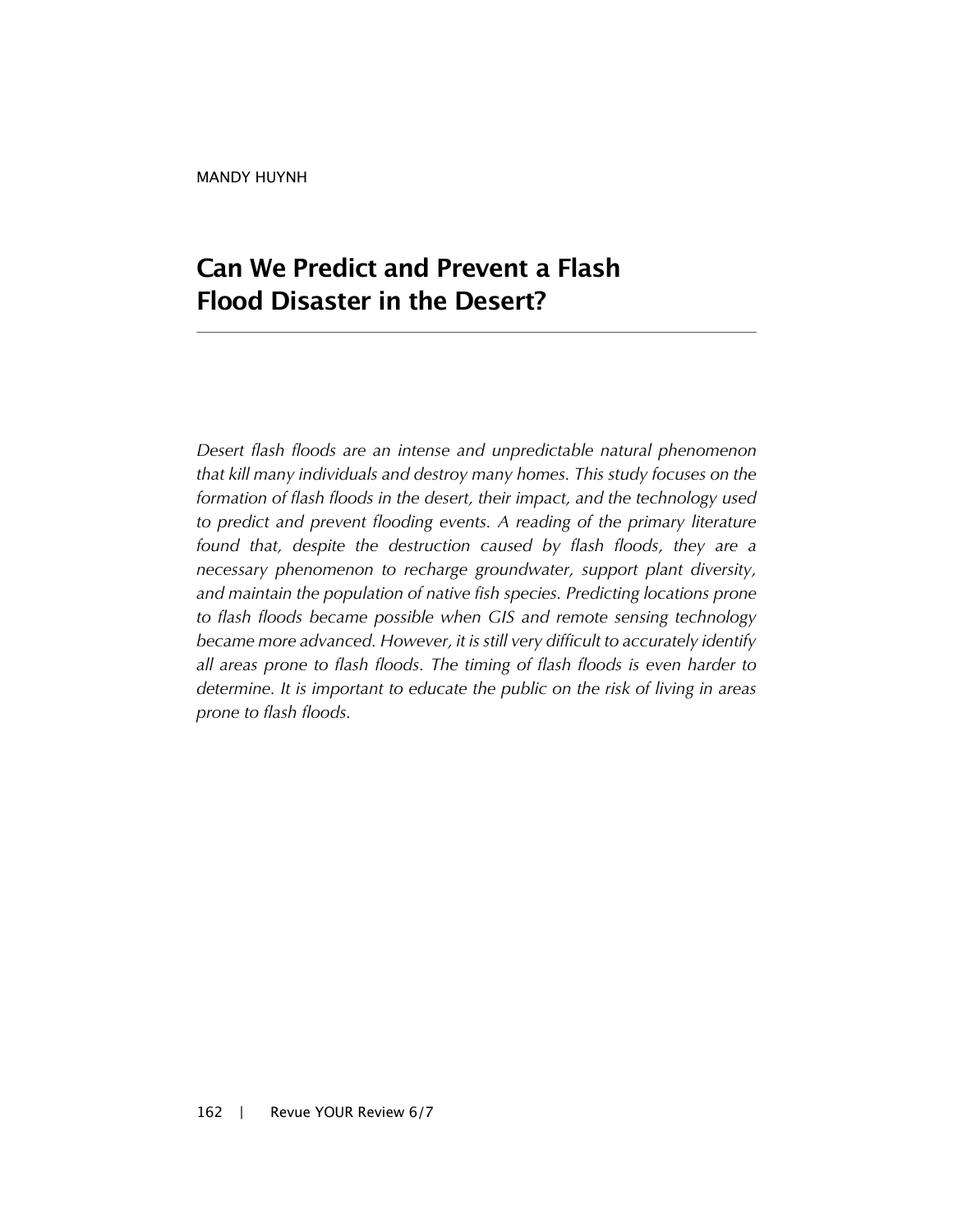MANDY HUYNH

# Can We Predict and Prevent a Flash Flood Disaster in the Desert?

*Desert flash floods are an intense and unpredictable natural phenomenon that kill many individuals and destroy many homes. This study focuses on the formation of flash floods in the desert, their impact, and the technology used to predict and prevent flooding events. A reading of the primary literature found that, despite the destruction caused by flash floods, they are a necessary phenomenon to recharge groundwater, support plant diversity, and maintain the population of native fish species. Predicting locations prone to flash floods became possible when GIS and remote sensing technology became more advanced. However, it is still very difficult to accurately identify all areas prone to flash floods. The timing of flash floods is even harder to determine. It is important to educate the public on the risk of living in areas prone to flash floods.*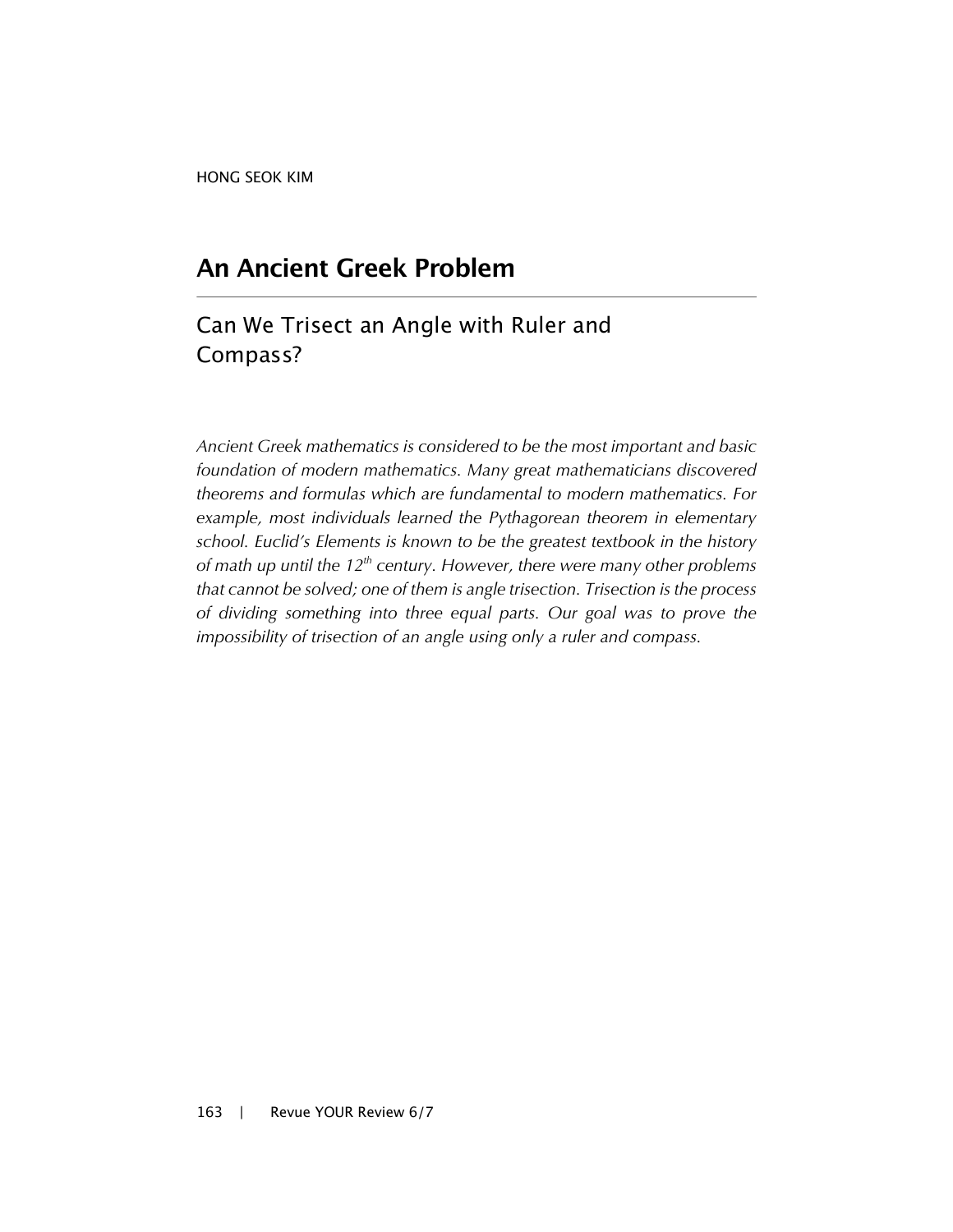HONG SEOK KIM

# An Ancient Greek Problem

## Can We Trisect an Angle with Ruler and Compass?

*Ancient Greek mathematics is considered to be the most important and basic foundation of modern mathematics. Many great mathematicians discovered theorems and formulas which are fundamental to modern mathematics. For example, most individuals learned the Pythagorean theorem in elementary school. Euclid's Elements is known to be the greatest textbook in the history of math up until the 12th century. However, there were many other problems that cannot be solved; one of them is angle trisection. Trisection is the process of dividing something into three equal parts. Our goal was to prove the impossibility of trisection of an angle using only a ruler and compass.*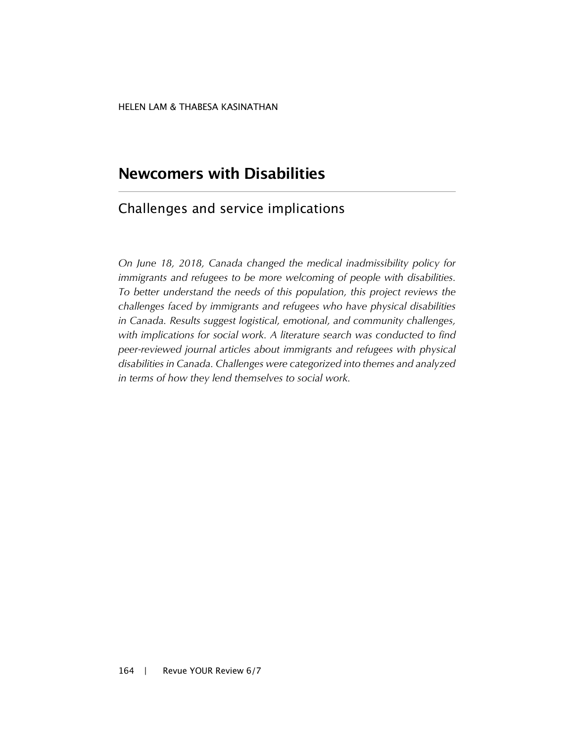HELEN LAM & THABESA KASINATHAN

# Newcomers with Disabilities

## Challenges and service implications

*On June 18, 2018, Canada changed the medical inadmissibility policy for immigrants and refugees to be more welcoming of people with disabilities. To better understand the needs of this population, this project reviews the challenges faced by immigrants and refugees who have physical disabilities in Canada. Results suggest logistical, emotional, and community challenges, with implications for social work. A literature search was conducted to find peer-reviewed journal articles about immigrants and refugees with physical disabilities in Canada. Challenges were categorized into themes and analyzed in terms of how they lend themselves to social work.*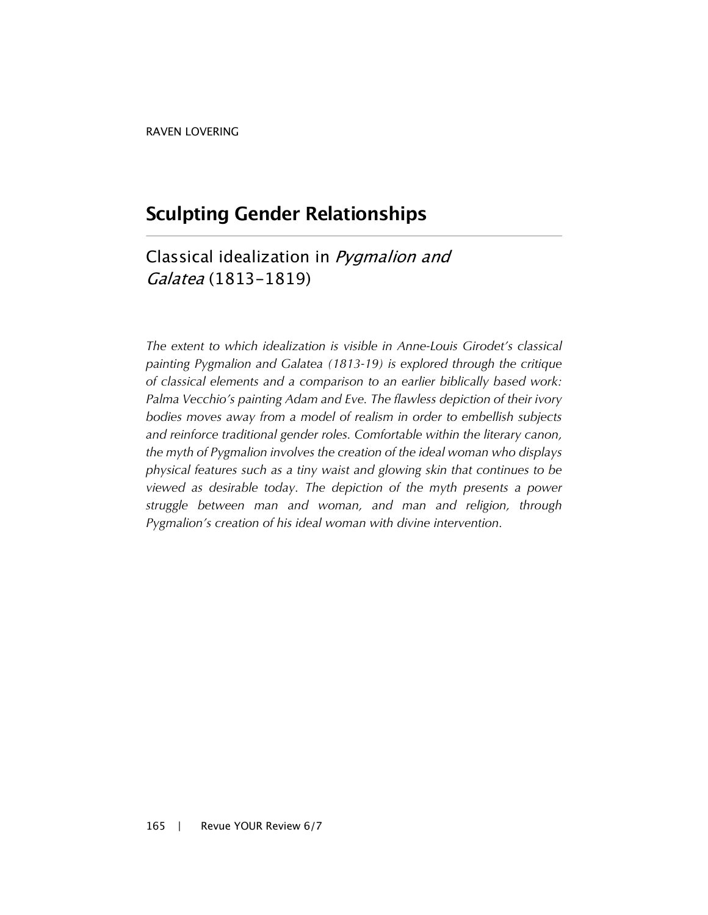RAVEN LOVERING

# Sculpting Gender Relationships

## Classical idealization in *Pygmalion and Galatea* (1813–1819)

*The extent to which idealization is visible in Anne-Louis Girodet's classical painting Pygmalion and Galatea (1813-19) is explored through the critique of classical elements and a comparison to an earlier biblically based work: Palma Vecchio's painting Adam and Eve. The flawless depiction of their ivory bodies moves away from a model of realism in order to embellish subjects and reinforce traditional gender roles. Comfortable within the literary canon, the myth of Pygmalion involves the creation of the ideal woman who displays physical features such as a tiny waist and glowing skin that continues to be viewed as desirable today. The depiction of the myth presents a power struggle between man and woman, and man and religion, through Pygmalion's creation of his ideal woman with divine intervention.*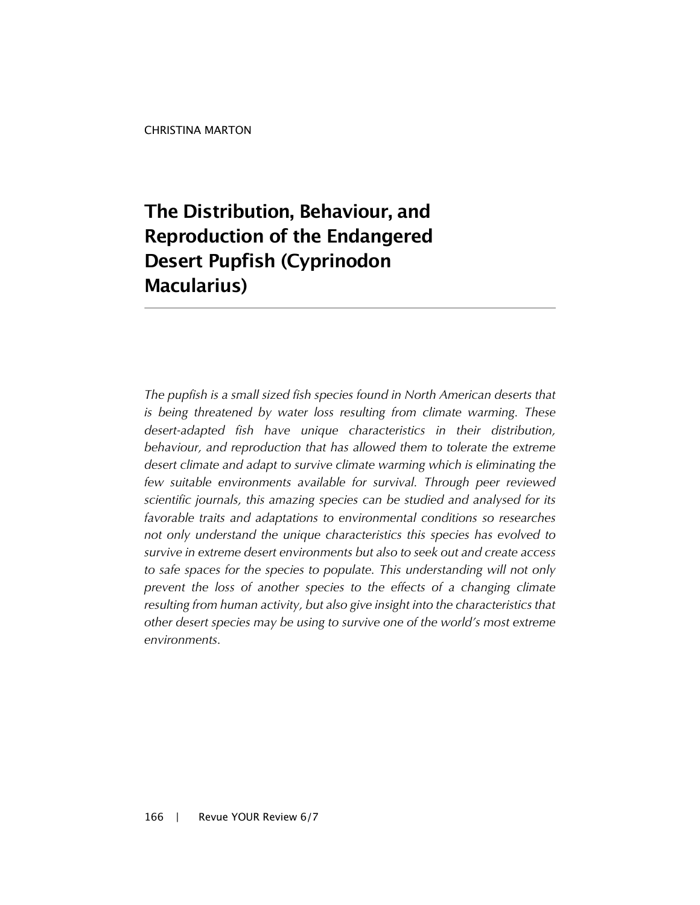CHRISTINA MARTON

# The Distribution, Behaviour, and Reproduction of the Endangered Desert Pupfish (Cyprinodon Macularius)

---

*The pupfish is a small sized fish species found in North American deserts that is being threatened by water loss resulting from climate warming. These desert-adapted fish have unique characteristics in their distribution, behaviour, and reproduction that has allowed them to tolerate the extreme desert climate and adapt to survive climate warming which is eliminating the few suitable environments available for survival. Through peer reviewed scientific journals, this amazing species can be studied and analysed for its favorable traits and adaptations to environmental conditions so researches not only understand the unique characteristics this species has evolved to survive in extreme desert environments but also to seek out and create access to safe spaces for the species to populate. This understanding will not only prevent the loss of another species to the effects of a changing climate resulting from human activity, but also give insight into the characteristics that other desert species may be using to survive one of the world's most extreme environments.*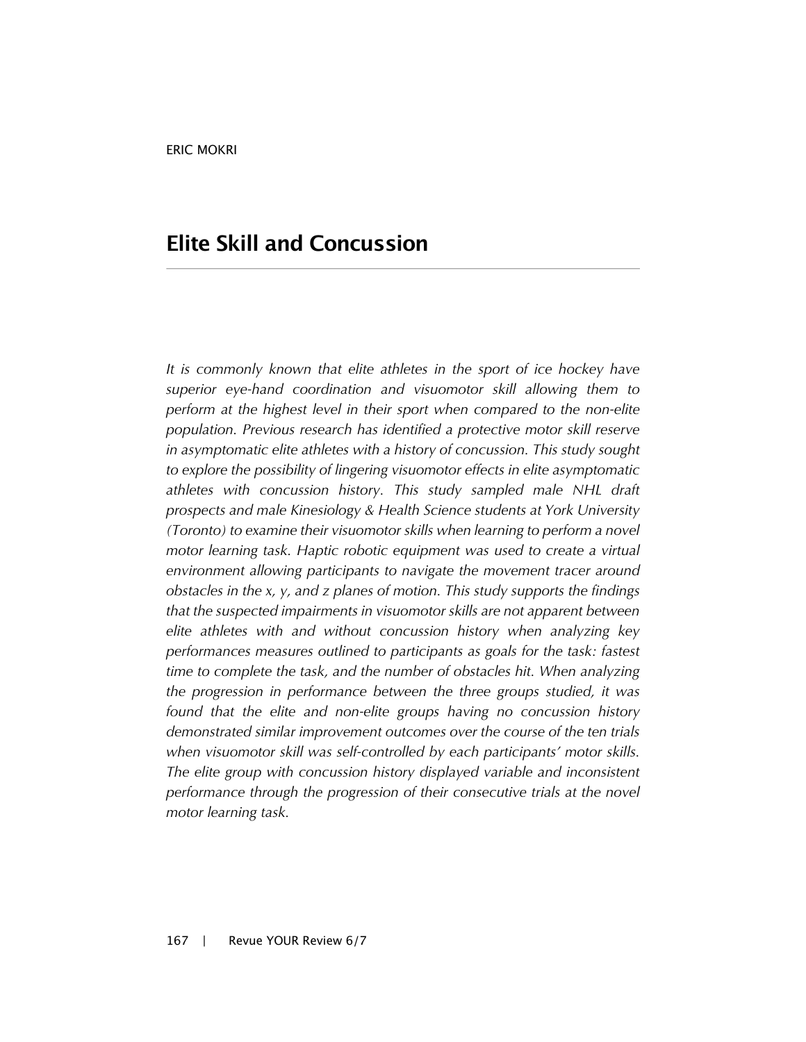ERIC MOKRI

# Elite Skill and Concussion

*It is commonly known that elite athletes in the sport of ice hockey have superior eye-hand coordination and visuomotor skill allowing them to perform at the highest level in their sport when compared to the non-elite population. Previous research has identified a protective motor skill reserve in asymptomatic elite athletes with a history of concussion. This study sought to explore the possibility of lingering visuomotor effects in elite asymptomatic athletes with concussion history. This study sampled male NHL draft prospects and male Kinesiology & Health Science students at York University (Toronto) to examine their visuomotor skills when learning to perform a novel motor learning task. Haptic robotic equipment was used to create a virtual environment allowing participants to navigate the movement tracer around obstacles in the x, y, and z planes of motion. This study supports the findings that the suspected impairments in visuomotor skills are not apparent between elite athletes with and without concussion history when analyzing key performances measures outlined to participants as goals for the task: fastest time to complete the task, and the number of obstacles hit. When analyzing the progression in performance between the three groups studied, it was found that the elite and non-elite groups having no concussion history demonstrated similar improvement outcomes over the course of the ten trials when visuomotor skill was self-controlled by each participants' motor skills. The elite group with concussion history displayed variable and inconsistent performance through the progression of their consecutive trials at the novel motor learning task.*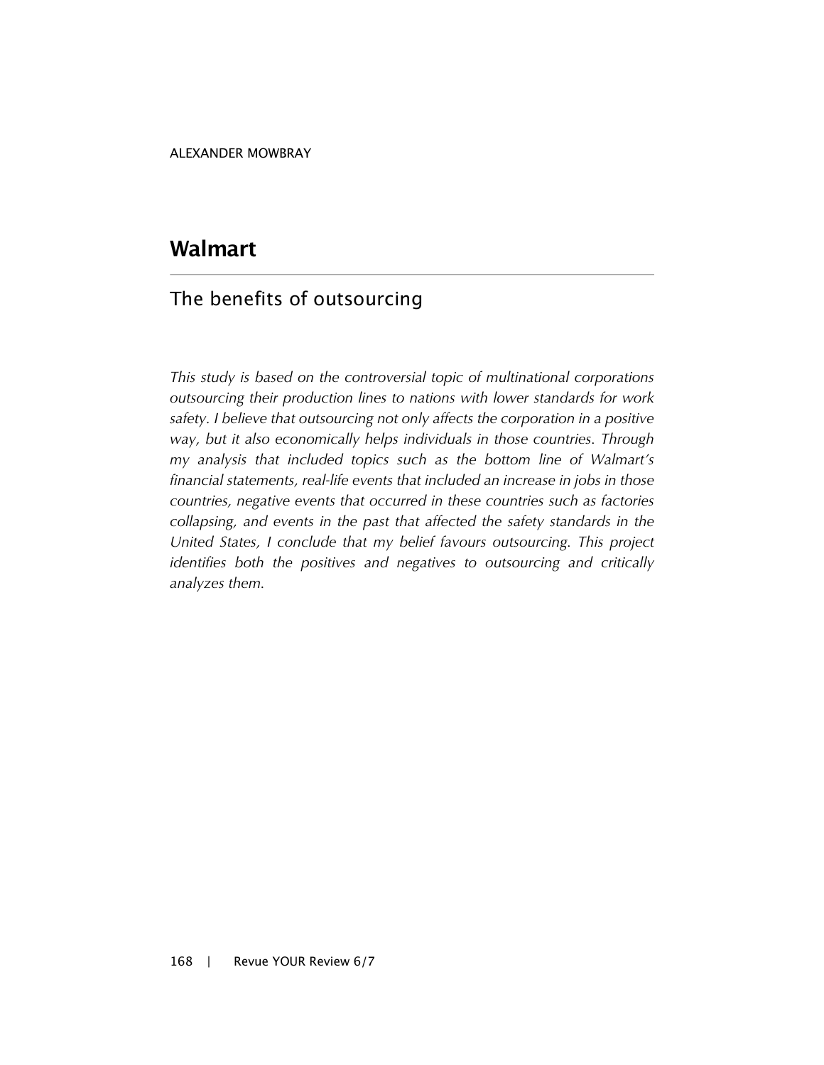ALEXANDER MOWBRAY

# Walmart

## The benefits of outsourcing

*This study is based on the controversial topic of multinational corporations outsourcing their production lines to nations with lower standards for work safety. I believe that outsourcing not only affects the corporation in a positive way, but it also economically helps individuals in those countries. Through my analysis that included topics such as the bottom line of Walmart's financial statements, real-life events that included an increase in jobs in those countries, negative events that occurred in these countries such as factories collapsing, and events in the past that affected the safety standards in the United States, I conclude that my belief favours outsourcing. This project identifies both the positives and negatives to outsourcing and critically analyzes them.*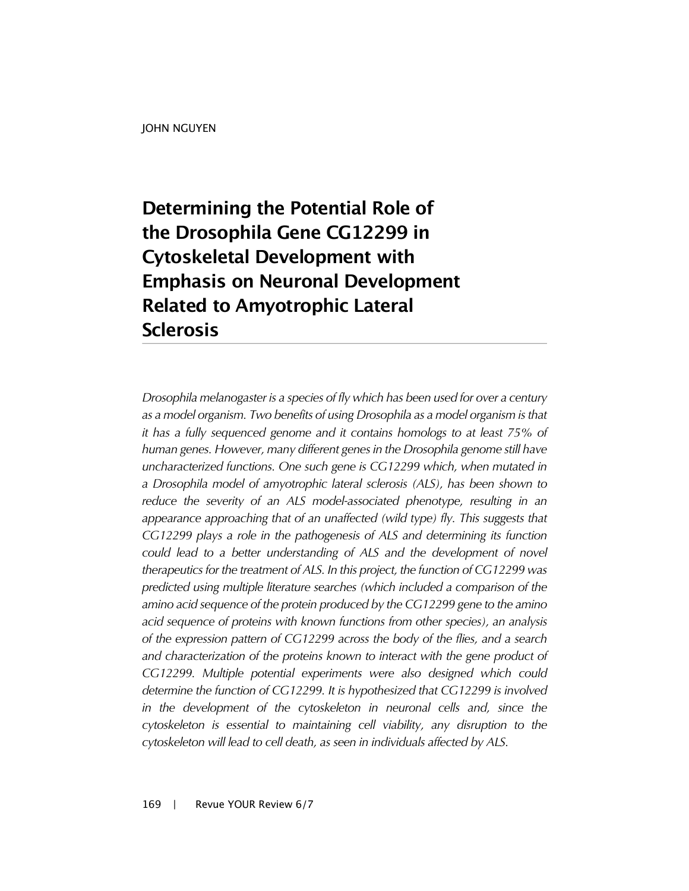JOHN NGUYEN

# Determining the Potential Role of the Drosophila Gene CG12299 in Cytoskeletal Development with Emphasis on Neuronal Development Related to Amyotrophic Lateral Sclerosis

*Drosophila melanogaster is a species of fly which has been used for over a century as a model organism. Two benefits of using Drosophila as a model organism is that it has a fully sequenced genome and it contains homologs to at least 75% of human genes. However, many different genes in the Drosophila genome still have uncharacterized functions. One such gene is CG12299 which, when mutated in a Drosophila model of amyotrophic lateral sclerosis (ALS), has been shown to reduce the severity of an ALS model-associated phenotype, resulting in an appearance approaching that of an unaffected (wild type) fly. This suggests that CG12299 plays a role in the pathogenesis of ALS and determining its function could lead to a better understanding of ALS and the development of novel therapeutics for the treatment of ALS. In this project, the function of CG12299 was predicted using multiple literature searches (which included a comparison of the amino acid sequence of the protein produced by the CG12299 gene to the amino acid sequence of proteins with known functions from other species), an analysis of the expression pattern of CG12299 across the body of the flies, and a search and characterization of the proteins known to interact with the gene product of CG12299. Multiple potential experiments were also designed which could determine the function of CG12299. It is hypothesized that CG12299 is involved in the development of the cytoskeleton in neuronal cells and, since the cytoskeleton is essential to maintaining cell viability, any disruption to the cytoskeleton will lead to cell death, as seen in individuals affected by ALS.*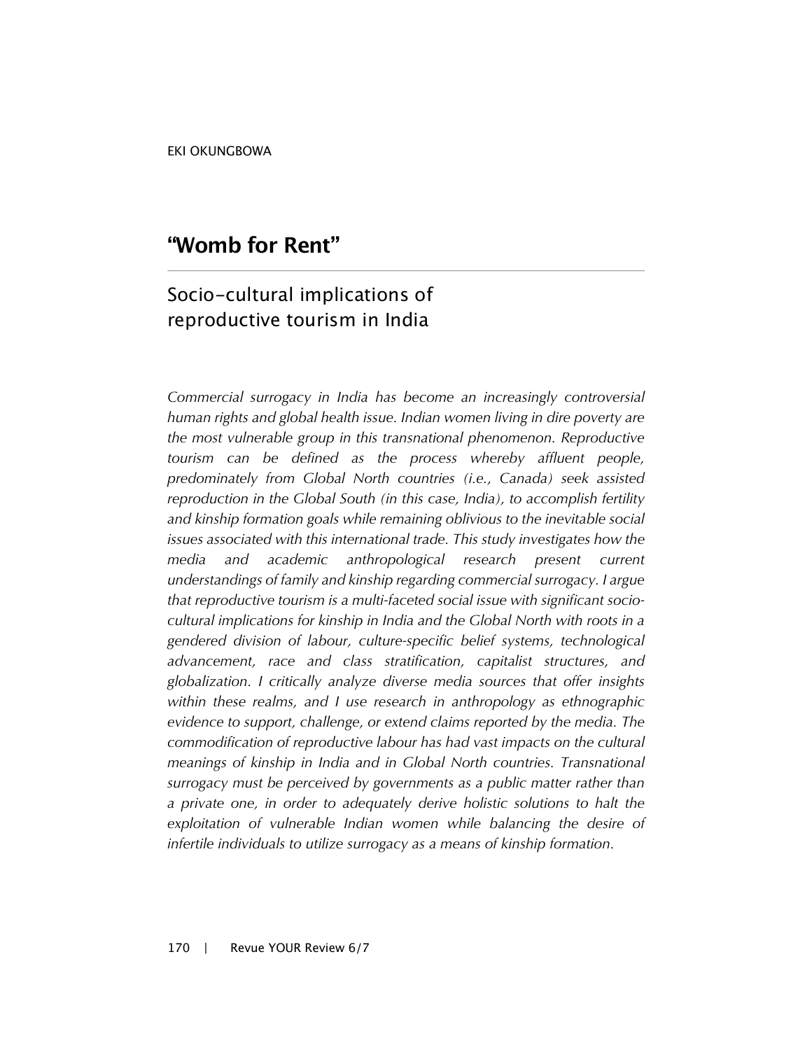EKI OKUNGBOWA

# "Womb for Rent"

## Socio-cultural implications of reproductive tourism in India

*Commercial surrogacy in India has become an increasingly controversial human rights and global health issue. Indian women living in dire poverty are the most vulnerable group in this transnational phenomenon. Reproductive tourism can be defined as the process whereby affluent people, predominately from Global North countries (i.e., Canada) seek assisted reproduction in the Global South (in this case, India), to accomplish fertility and kinship formation goals while remaining oblivious to the inevitable social issues associated with this international trade. This study investigates how the media and academic anthropological research present current understandings of family and kinship regarding commercial surrogacy. I argue that reproductive tourism is a multi-faceted social issue with significant socio-cultural implications for kinship in India and the Global North with roots in a gendered division of labour, culture-specific belief systems, technological advancement, race and class stratification, capitalist structures, and globalization. I critically analyze diverse media sources that offer insights within these realms, and I use research in anthropology as ethnographic evidence to support, challenge, or extend claims reported by the media. The commodification of reproductive labour has had vast impacts on the cultural meanings of kinship in India and in Global North countries. Transnational surrogacy must be perceived by governments as a public matter rather than a private one, in order to adequately derive holistic solutions to halt the exploitation of vulnerable Indian women while balancing the desire of infertile individuals to utilize surrogacy as a means of kinship formation.*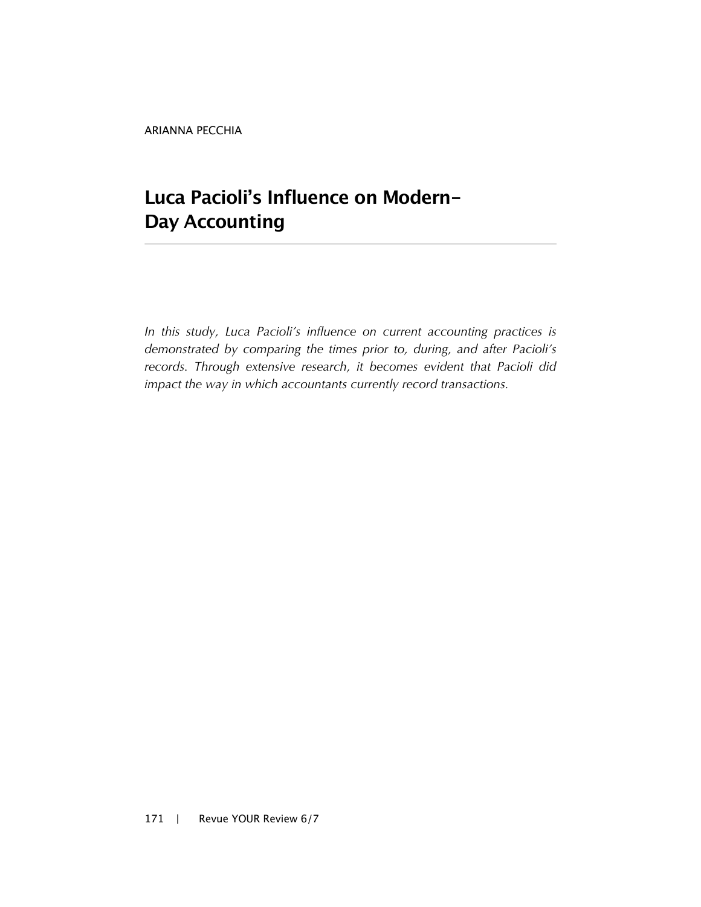ARIANNA PECCHIA

# Luca Pacioli's Influence on Modern-Day Accounting

*In this study, Luca Pacioli's influence on current accounting practices is demonstrated by comparing the times prior to, during, and after Pacioli's records. Through extensive research, it becomes evident that Pacioli did impact the way in which accountants currently record transactions.*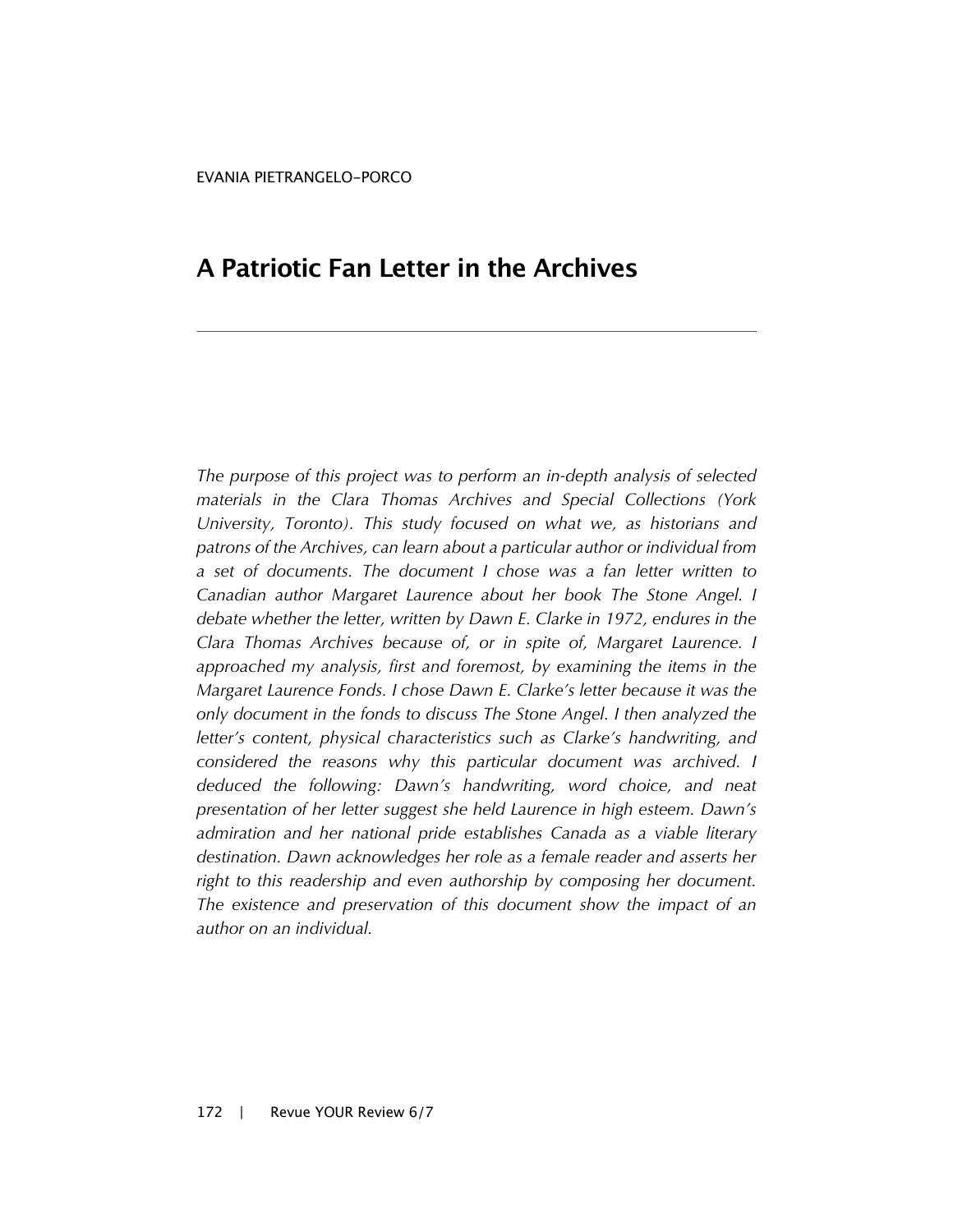EVANIA PIETRANGELO-PORCO

# A Patriotic Fan Letter in the Archives

*The purpose of this project was to perform an in-depth analysis of selected materials in the Clara Thomas Archives and Special Collections (York University, Toronto). This study focused on what we, as historians and patrons of the Archives, can learn about a particular author or individual from a set of documents. The document I chose was a fan letter written to Canadian author Margaret Laurence about her book The Stone Angel. I debate whether the letter, written by Dawn E. Clarke in 1972, endures in the Clara Thomas Archives because of, or in spite of, Margaret Laurence. I approached my analysis, first and foremost, by examining the items in the Margaret Laurence Fonds. I chose Dawn E. Clarke's letter because it was the only document in the fonds to discuss The Stone Angel. I then analyzed the letter's content, physical characteristics such as Clarke's handwriting, and considered the reasons why this particular document was archived. I deduced the following: Dawn's handwriting, word choice, and neat presentation of her letter suggest she held Laurence in high esteem. Dawn's admiration and her national pride establishes Canada as a viable literary destination. Dawn acknowledges her role as a female reader and asserts her right to this readership and even authorship by composing her document. The existence and preservation of this document show the impact of an author on an individual.*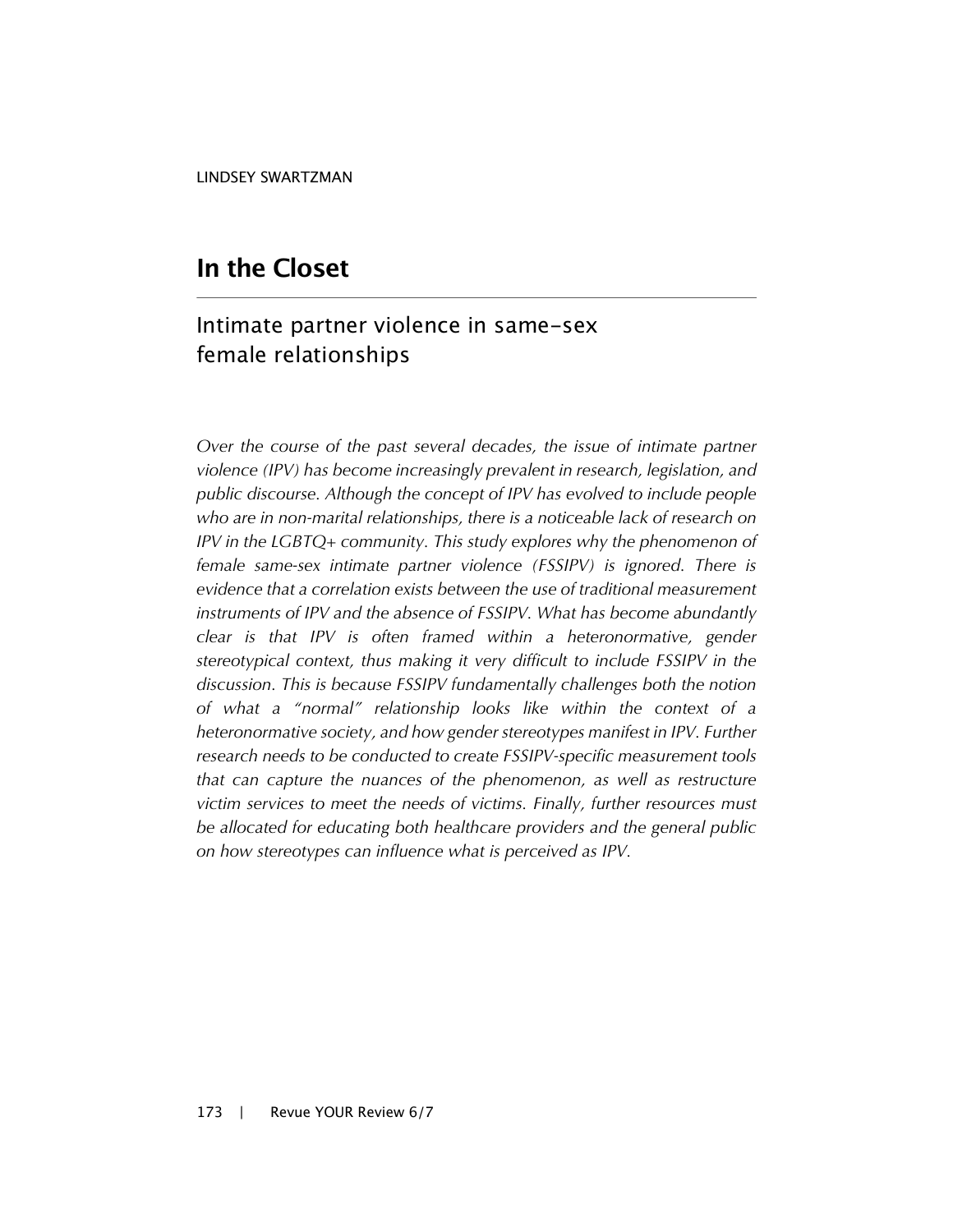LINDSEY SWARTZMAN

# In the Closet

## Intimate partner violence in same-sex female relationships

*Over the course of the past several decades, the issue of intimate partner violence (IPV) has become increasingly prevalent in research, legislation, and public discourse. Although the concept of IPV has evolved to include people who are in non-marital relationships, there is a noticeable lack of research on IPV in the LGBTQ+ community. This study explores why the phenomenon of female same-sex intimate partner violence (FSSIPV) is ignored. There is evidence that a correlation exists between the use of traditional measurement instruments of IPV and the absence of FSSIPV. What has become abundantly clear is that IPV is often framed within a heteronormative, gender stereotypical context, thus making it very difficult to include FSSIPV in the discussion. This is because FSSIPV fundamentally challenges both the notion of what a "normal" relationship looks like within the context of a heteronormative society, and how gender stereotypes manifest in IPV. Further research needs to be conducted to create FSSIPV-specific measurement tools that can capture the nuances of the phenomenon, as well as restructure victim services to meet the needs of victims. Finally, further resources must be allocated for educating both healthcare providers and the general public on how stereotypes can influence what is perceived as IPV.*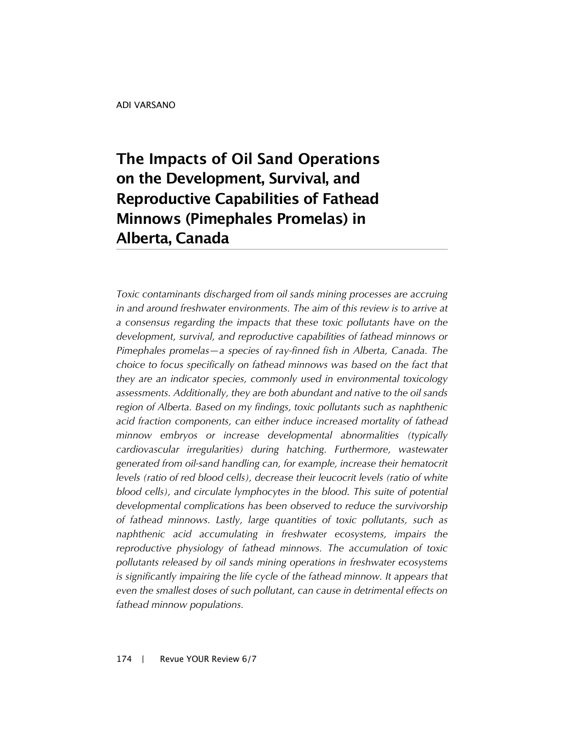ADI VARSANO

# The Impacts of Oil Sand Operations on the Development, Survival, and Reproductive Capabilities of Fathead Minnows (Pimephales Promelas) in Alberta, Canada

*Toxic contaminants discharged from oil sands mining processes are accruing in and around freshwater environments. The aim of this review is to arrive at a consensus regarding the impacts that these toxic pollutants have on the development, survival, and reproductive capabilities of fathead minnows or Pimephales promelas—a species of ray-finned fish in Alberta, Canada. The choice to focus specifically on fathead minnows was based on the fact that they are an indicator species, commonly used in environmental toxicology assessments. Additionally, they are both abundant and native to the oil sands region of Alberta. Based on my findings, toxic pollutants such as naphthenic acid fraction components, can either induce increased mortality of fathead minnow embryos or increase developmental abnormalities (typically cardiovascular irregularities) during hatching. Furthermore, wastewater generated from oil-sand handling can, for example, increase their hematocrit levels (ratio of red blood cells), decrease their leucocrit levels (ratio of white blood cells), and circulate lymphocytes in the blood. This suite of potential developmental complications has been observed to reduce the survivorship of fathead minnows. Lastly, large quantities of toxic pollutants, such as naphthenic acid accumulating in freshwater ecosystems, impairs the reproductive physiology of fathead minnows. The accumulation of toxic pollutants released by oil sands mining operations in freshwater ecosystems is significantly impairing the life cycle of the fathead minnow. It appears that even the smallest doses of such pollutant, can cause in detrimental effects on fathead minnow populations.*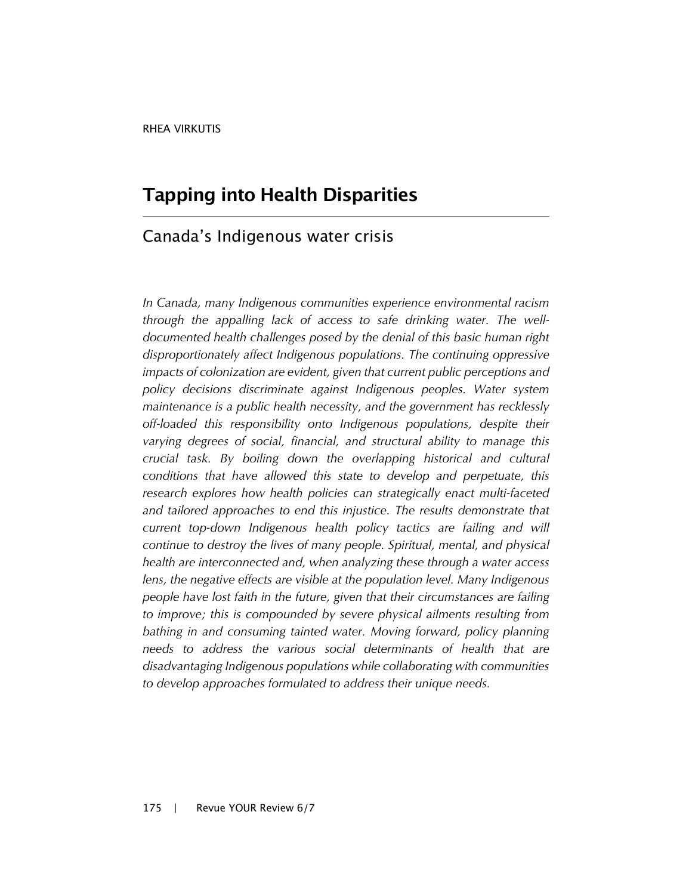RHEA VIRKUTIS

# Tapping into Health Disparities

## Canada's Indigenous water crisis

*In Canada, many Indigenous communities experience environmental racism through the appalling lack of access to safe drinking water. The well-documented health challenges posed by the denial of this basic human right disproportionately affect Indigenous populations. The continuing oppressive impacts of colonization are evident, given that current public perceptions and policy decisions discriminate against Indigenous peoples. Water system maintenance is a public health necessity, and the government has recklessly off-loaded this responsibility onto Indigenous populations, despite their varying degrees of social, financial, and structural ability to manage this crucial task. By boiling down the overlapping historical and cultural conditions that have allowed this state to develop and perpetuate, this research explores how health policies can strategically enact multi-faceted and tailored approaches to end this injustice. The results demonstrate that current top-down Indigenous health policy tactics are failing and will continue to destroy the lives of many people. Spiritual, mental, and physical health are interconnected and, when analyzing these through a water access lens, the negative effects are visible at the population level. Many Indigenous people have lost faith in the future, given that their circumstances are failing to improve; this is compounded by severe physical ailments resulting from bathing in and consuming tainted water. Moving forward, policy planning needs to address the various social determinants of health that are disadvantaging Indigenous populations while collaborating with communities to develop approaches formulated to address their unique needs.*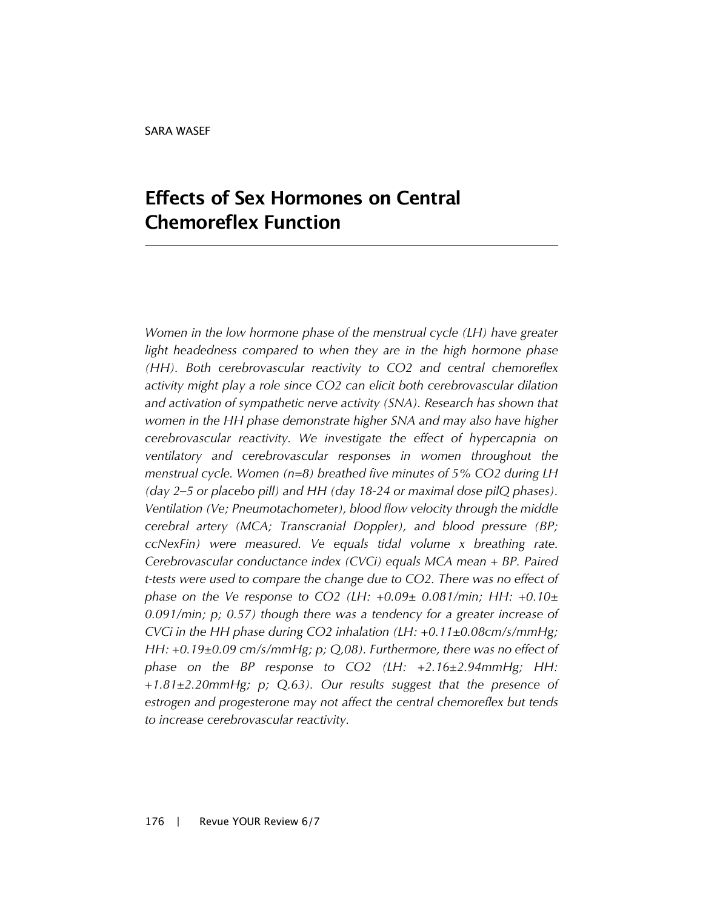SARA WASEF

# Effects of Sex Hormones on Central Chemoreflex Function

*Women in the low hormone phase of the menstrual cycle (LH) have greater light headedness compared to when they are in the high hormone phase (HH). Both cerebrovascular reactivity to $CO_2$ and central chemoreflex activity might play a role since $CO_2$ can elicit both cerebrovascular dilation and activation of sympathetic nerve activity (SNA). Research has shown that women in the HH phase demonstrate higher SNA and may also have higher cerebrovascular reactivity. We investigate the effect of hypercapnia on ventilatory and cerebrovascular responses in women throughout the menstrual cycle. Women (n=8) breathed five minutes of 5% $CO_2$ during LH (day 2–5 or placebo pill) and HH (day 18-24 or maximal dose pilQ phases). Ventilation (Ve; Pneumotachometer), blood flow velocity through the middle cerebral artery (MCA; Transcranial Doppler), and blood pressure (BP; ccNexFin) were measured. Ve equals tidal volume x breathing rate. Cerebrovascular conductance index (CVCi) equals MCA mean + BP. Paired t-tests were used to compare the change due to $CO_2$. There was no effect of phase on the Ve response to $CO_2$ (LH: +0.09± 0.081/min; HH: +0.10± 0.091/min; p; 0.57) though there was a tendency for a greater increase of CVCi in the HH phase during $CO_2$ inhalation (LH: +0.11±0.08cm/s/mmHg; HH: +0.19±0.09 cm/s/mmHg; p; Q,08). Furthermore, there was no effect of phase on the BP response to $CO_2$ (LH: +2.16±2.94mmHg; HH: +1.81±2.20mmHg; p; Q.63). Our results suggest that the presence of estrogen and progesterone may not affect the central chemoreflex but tends to increase cerebrovascular reactivity.*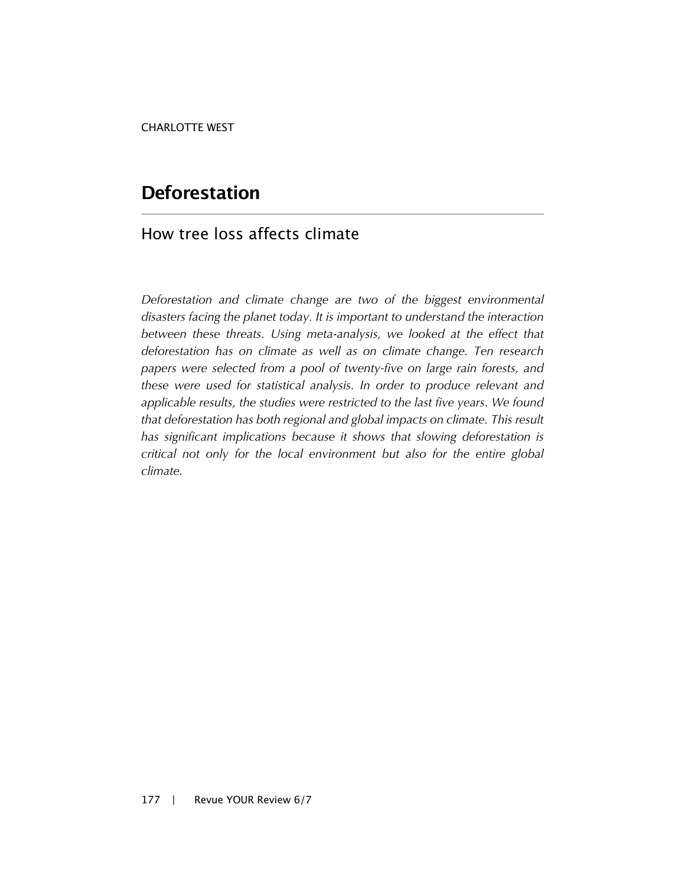CHARLOTTE WEST

# Deforestation

## How tree loss affects climate

*Deforestation and climate change are two of the biggest environmental disasters facing the planet today. It is important to understand the interaction between these threats. Using meta-analysis, we looked at the effect that deforestation has on climate as well as on climate change. Ten research papers were selected from a pool of twenty-five on large rain forests, and these were used for statistical analysis. In order to produce relevant and applicable results, the studies were restricted to the last five years. We found that deforestation has both regional and global impacts on climate. This result has significant implications because it shows that slowing deforestation is critical not only for the local environment but also for the entire global climate.*